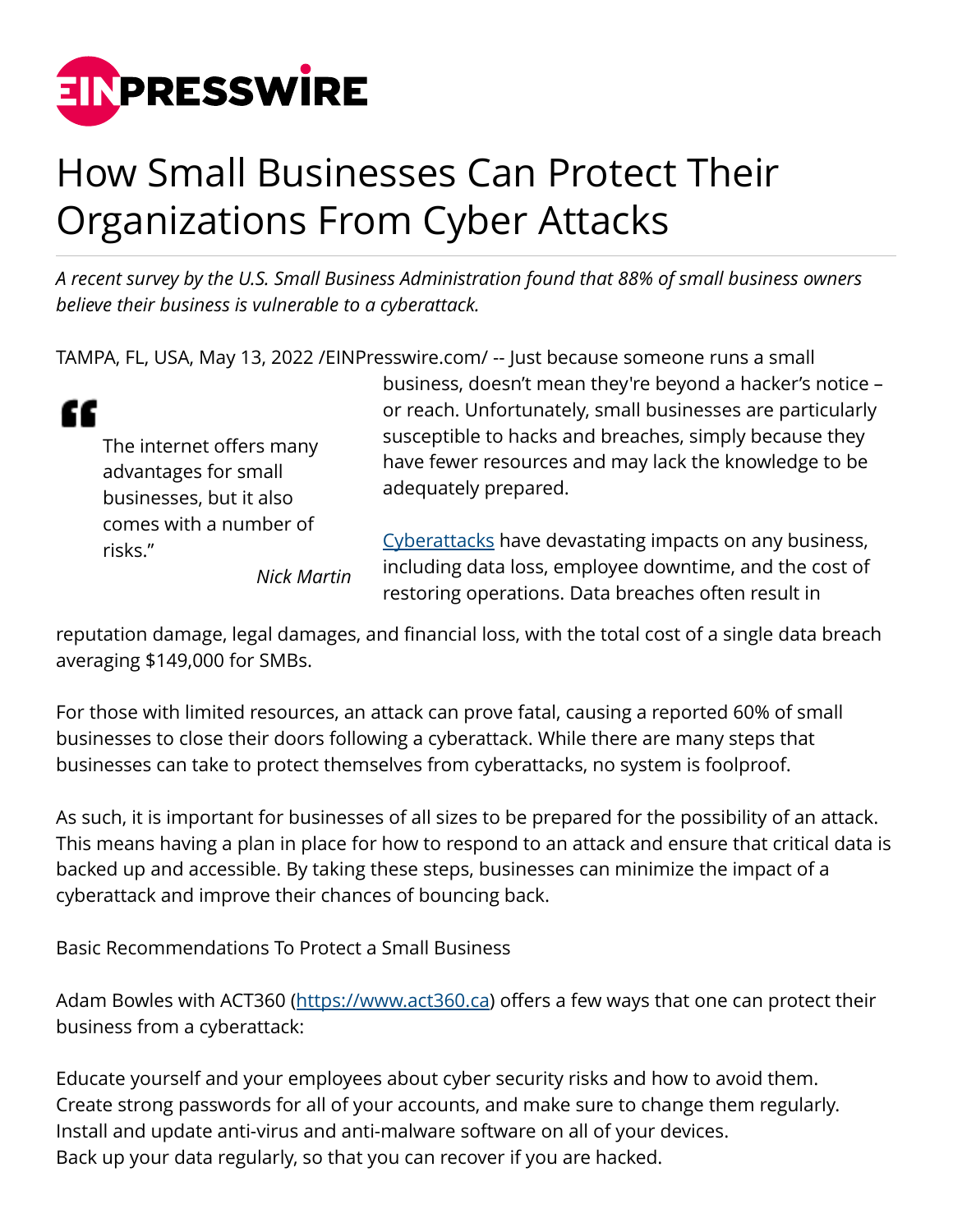# How Small Businesses Can Protect Their Organizations From Cyber Attacks

*A recent survey by the U.S. Small Business Administration found that 88% of small business owners believe their business is vulnerable to a cyberattack.*

TAMPA, FL, USA, May 13, 2022 /EINPresswire.com/ -- Just because someone runs a small business, doesn't mean they're beyond a hacker's notice – or reach. Unfortunately, small businesses are particularly susceptible to hacks and breaches, simply because they have fewer resources and may lack the knowledge to be adequately prepared.

> "The internet offers many advantages for small businesses, but it also comes with a number of risks."
>
> *Nick Martin*

[Cyberattacks](Cyberattacks) have devastating impacts on any business, including data loss, employee downtime, and the cost of restoring operations. Data breaches often result in reputation damage, legal damages, and financial loss, with the total cost of a single data breach averaging $149,000 for SMBs.

For those with limited resources, an attack can prove fatal, causing a reported 60% of small businesses to close their doors following a cyberattack. While there are many steps that businesses can take to protect themselves from cyberattacks, no system is foolproof.

As such, it is important for businesses of all sizes to be prepared for the possibility of an attack. This means having a plan in place for how to respond to an attack and ensure that critical data is backed up and accessible. By taking these steps, businesses can minimize the impact of a cyberattack and improve their chances of bouncing back.

Basic Recommendations To Protect a Small Business

Adam Bowles with ACT360 ([https://www.act360.ca](https://www.act360.ca)) offers a few ways that one can protect their business from a cyberattack:

Educate yourself and your employees about cyber security risks and how to avoid them.
Create strong passwords for all of your accounts, and make sure to change them regularly.
Install and update anti-virus and anti-malware software on all of your devices.
Back up your data regularly, so that you can recover if you are hacked.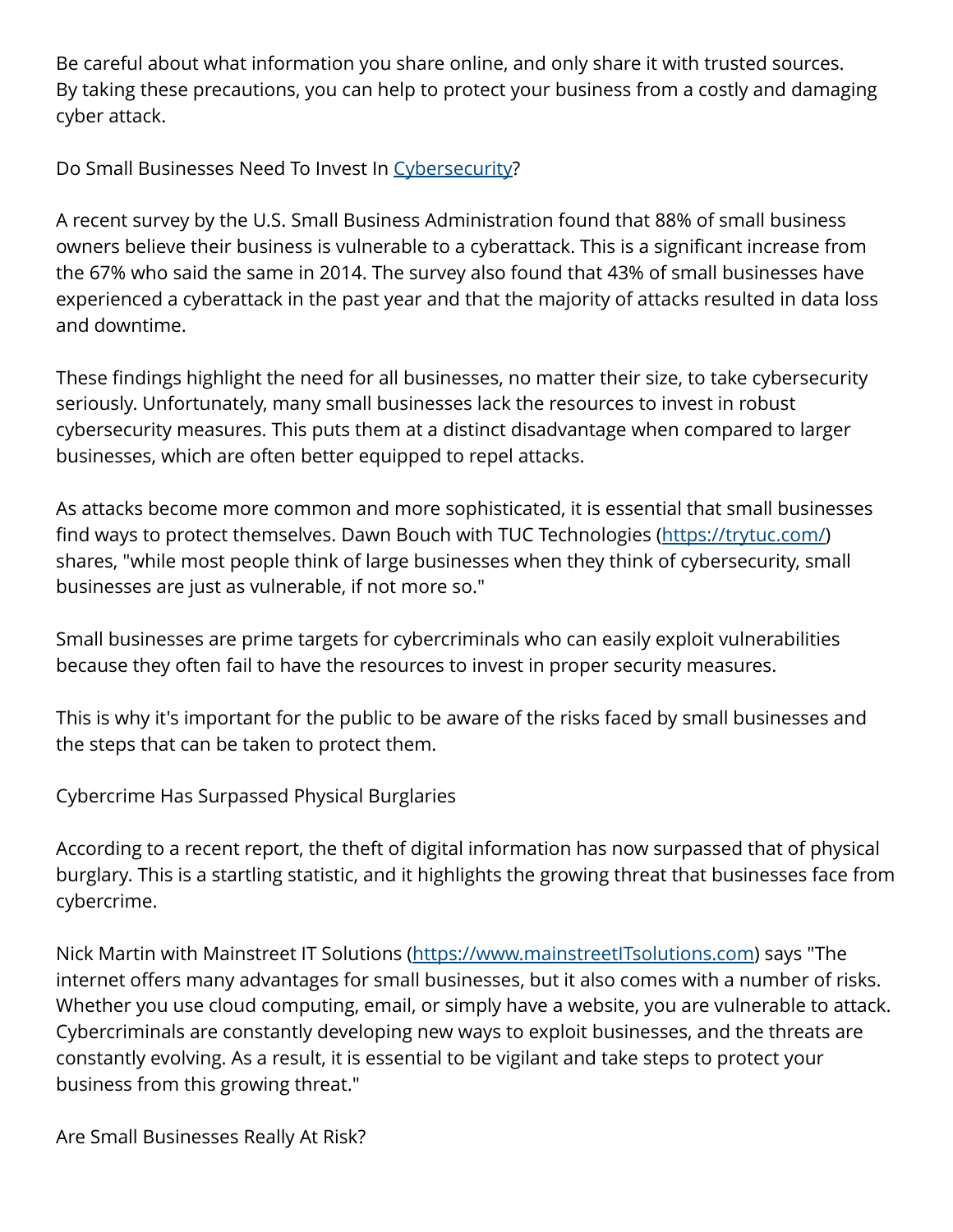Be careful about what information you share online, and only share it with trusted sources. By taking these precautions, you can help to protect your business from a costly and damaging cyber attack.

## Do Small Businesses Need To Invest In [Cybersecurity](Cybersecurity)?

A recent survey by the U.S. Small Business Administration found that 88% of small business owners believe their business is vulnerable to a cyberattack. This is a significant increase from the 67% who said the same in 2014. The survey also found that 43% of small businesses have experienced a cyberattack in the past year and that the majority of attacks resulted in data loss and downtime.

These findings highlight the need for all businesses, no matter their size, to take cybersecurity seriously. Unfortunately, many small businesses lack the resources to invest in robust cybersecurity measures. This puts them at a distinct disadvantage when compared to larger businesses, which are often better equipped to repel attacks.

As attacks become more common and more sophisticated, it is essential that small businesses find ways to protect themselves. Dawn Bouch with TUC Technologies ([https://trytuc.com/](https://trytuc.com/)) shares, "while most people think of large businesses when they think of cybersecurity, small businesses are just as vulnerable, if not more so."

Small businesses are prime targets for cybercriminals who can easily exploit vulnerabilities because they often fail to have the resources to invest in proper security measures.

This is why it's important for the public to be aware of the risks faced by small businesses and the steps that can be taken to protect them.

## Cybercrime Has Surpassed Physical Burglaries

According to a recent report, the theft of digital information has now surpassed that of physical burglary. This is a startling statistic, and it highlights the growing threat that businesses face from cybercrime.

Nick Martin with Mainstreet IT Solutions ([https://www.mainstreetITsolutions.com](https://www.mainstreetITsolutions.com)) says "The internet offers many advantages for small businesses, but it also comes with a number of risks. Whether you use cloud computing, email, or simply have a website, you are vulnerable to attack. Cybercriminals are constantly developing new ways to exploit businesses, and the threats are constantly evolving. As a result, it is essential to be vigilant and take steps to protect your business from this growing threat."

## Are Small Businesses Really At Risk?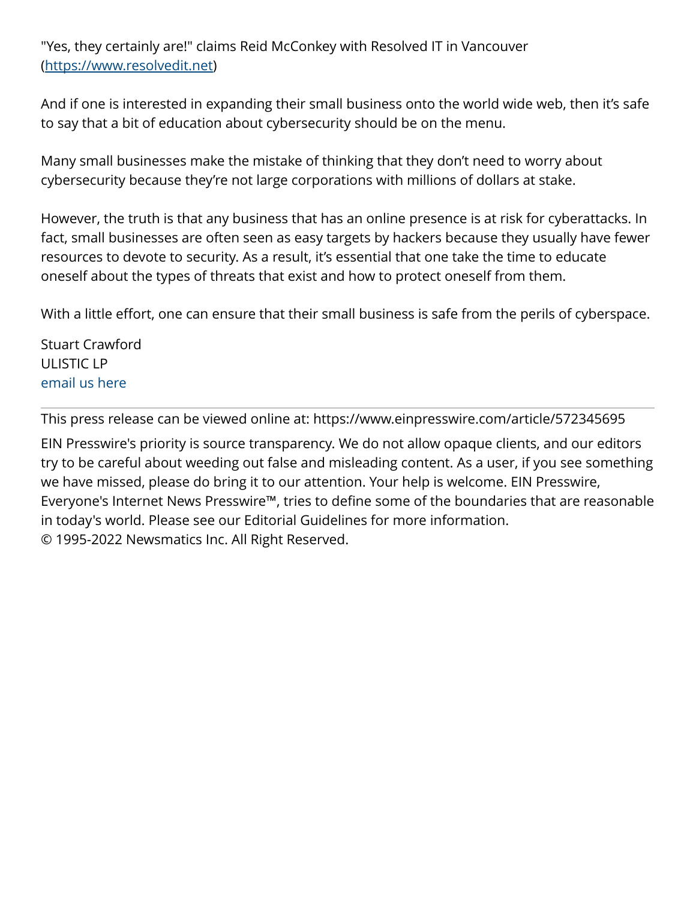"Yes, they certainly are!" claims Reid McConkey with Resolved IT in Vancouver (https://www.resolvedit.net)

And if one is interested in expanding their small business onto the world wide web, then it's safe to say that a bit of education about cybersecurity should be on the menu.

Many small businesses make the mistake of thinking that they don't need to worry about cybersecurity because they're not large corporations with millions of dollars at stake.

However, the truth is that any business that has an online presence is at risk for cyberattacks. In fact, small businesses are often seen as easy targets by hackers because they usually have fewer resources to devote to security. As a result, it's essential that one take the time to educate oneself about the types of threats that exist and how to protect oneself from them.

With a little effort, one can ensure that their small business is safe from the perils of cyberspace.

Stuart Crawford
ULISTIC LP
email us here

---

This press release can be viewed online at: https://www.einpresswire.com/article/572345695

EIN Presswire's priority is source transparency. We do not allow opaque clients, and our editors try to be careful about weeding out false and misleading content. As a user, if you see something we have missed, please do bring it to our attention. Your help is welcome. EIN Presswire, Everyone's Internet News Presswire™, tries to define some of the boundaries that are reasonable in today's world. Please see our Editorial Guidelines for more information.
© 1995-2022 Newsmatics Inc. All Right Reserved.